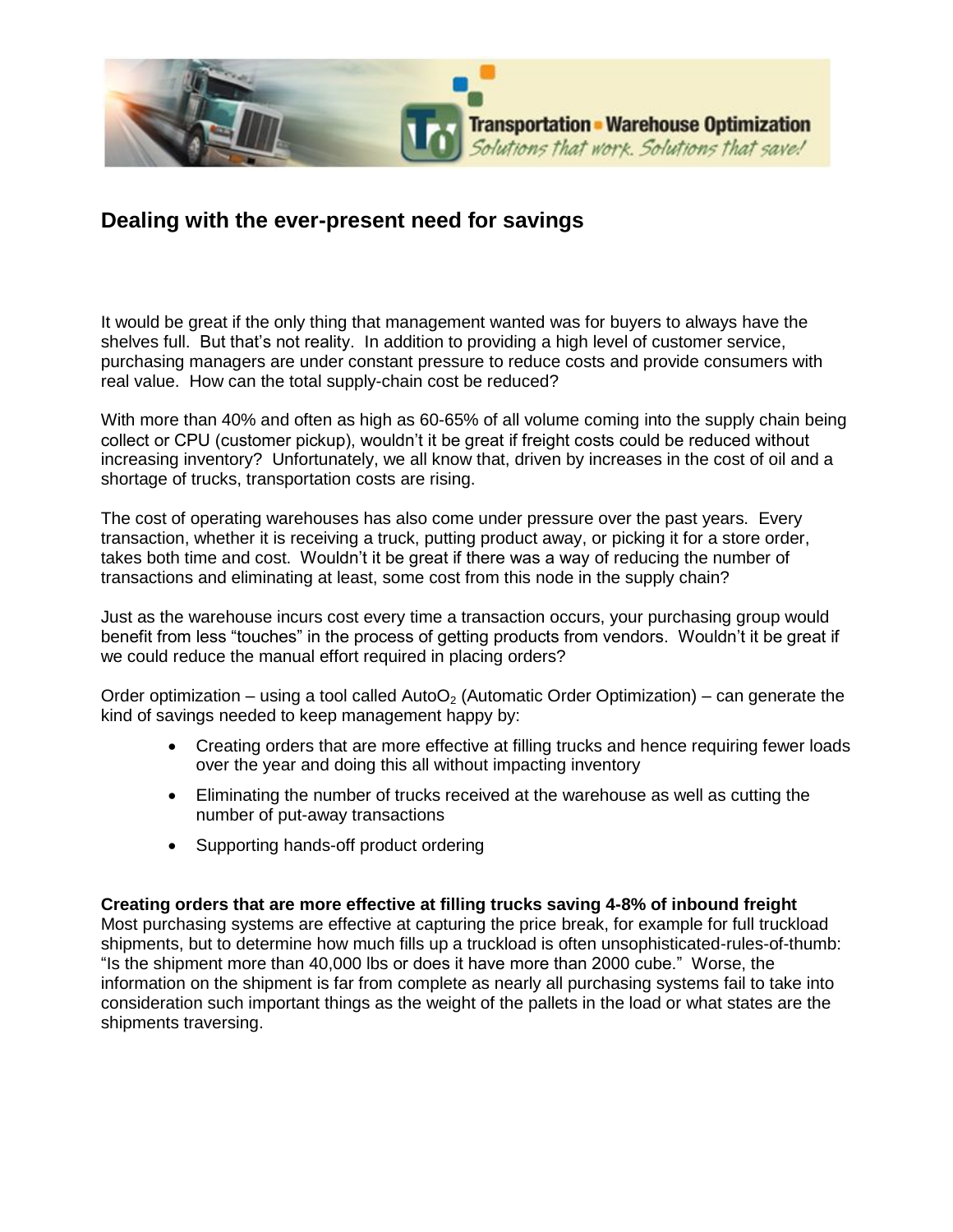## Dealing with the ever-present need for savings

It would be great if the only thing that management wanted was for buyers to always have the shelves full. But that's not reality. In addition to providing a high level of customer service, purchasing managers are under constant pressure to reduce costs and provide consumers with real value. How can the total supply-chain cost be reduced?

With more than 40% and often as high as 60-65% of all volume coming into the supply chain being collect or CPU (customer pickup), wouldn't it be great if freight costs could be reduced without increasing inventory? Unfortunately, we all know that, driven by increases in the cost of oil and a shortage of trucks, transportation costs are rising.

The cost of operating warehouses has also come under pressure over the past years. Every transaction, whether it is receiving a truck, putting product away, or picking it for a store order, takes both time and cost. Wouldn't it be great if there was a way of reducing the number of transactions and eliminating at least, some cost from this node in the supply chain?

Just as the warehouse incurs cost every time a transaction occurs, your purchasing group would benefit from less "touches" in the process of getting products from vendors. Wouldn't it be great if we could reduce the manual effort required in placing orders?

Order optimization – using a tool called Auto$O_2$ (Automatic Order Optimization) – can generate the kind of savings needed to keep management happy by:

- Creating orders that are more effective at filling trucks and hence requiring fewer loads over the year and doing this all without impacting inventory
- Eliminating the number of trucks received at the warehouse as well as cutting the number of put-away transactions
- Supporting hands-off product ordering

**Creating orders that are more effective at filling trucks saving 4-8% of inbound freight**
Most purchasing systems are effective at capturing the price break, for example for full truckload shipments, but to determine how much fills up a truckload is often unsophisticated-rules-of-thumb: "Is the shipment more than 40,000 lbs or does it have more than 2000 cube." Worse, the information on the shipment is far from complete as nearly all purchasing systems fail to take into consideration such important things as the weight of the pallets in the load or what states are the shipments traversing.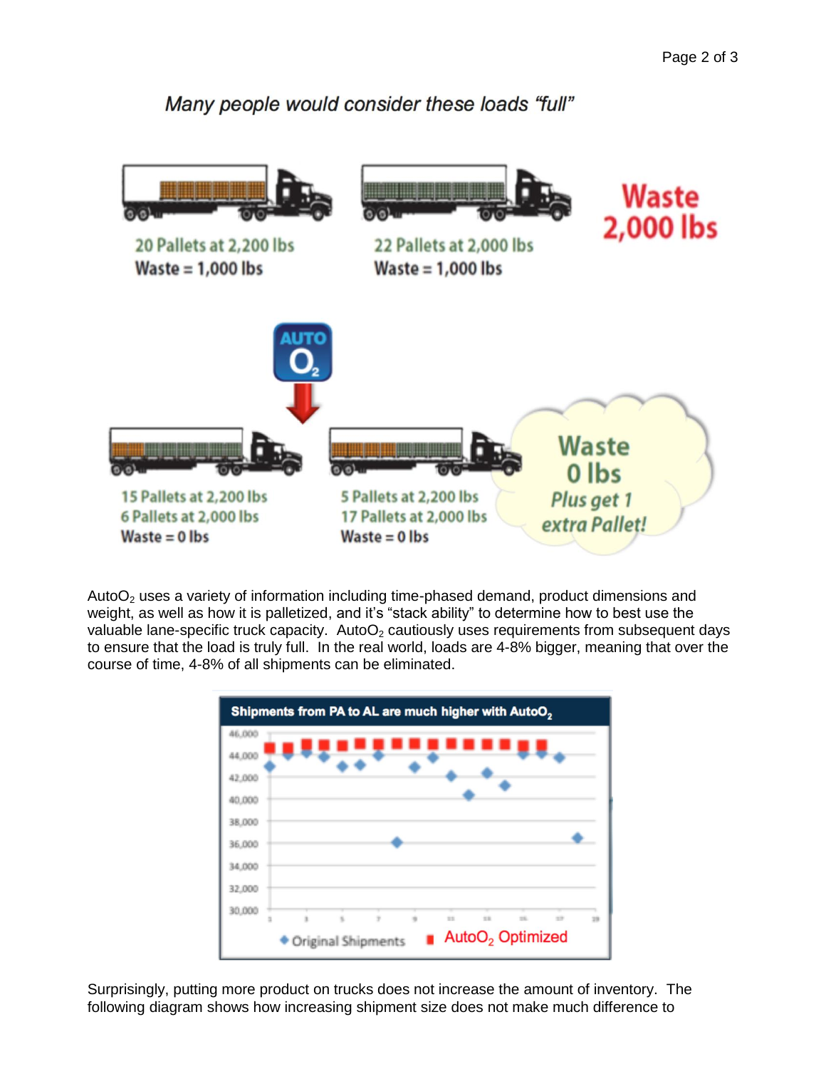*Many people would consider these loads "full"*

20 Pallets at 2,200 lbs
Waste = 1,000 lbs

22 Pallets at 2,000 lbs
Waste = 1,000 lbs

**Waste 2,000 lbs**

15 Pallets at 2,200 lbs
6 Pallets at 2,000 lbs
Waste = 0 lbs

5 Pallets at 2,200 lbs
17 Pallets at 2,000 lbs
Waste = 0 lbs

**Waste 0 lbs**
*Plus get 1 extra Pallet!*

$AutoO_2$ uses a variety of information including time-phased demand, product dimensions and weight, as well as how it is palletized, and it's "stack ability" to determine how to best use the valuable lane-specific truck capacity. $AutoO_2$ cautiously uses requirements from subsequent days to ensure that the load is truly full. In the real world, loads are 4-8% bigger, meaning that over the course of time, 4-8% of all shipments can be eliminated.

**Shipments from PA to AL are much higher with $AutoO_2$**

◆ Original Shipments ■ $AutoO_2$ Optimized

Surprisingly, putting more product on trucks does not increase the amount of inventory. The following diagram shows how increasing shipment size does not make much difference to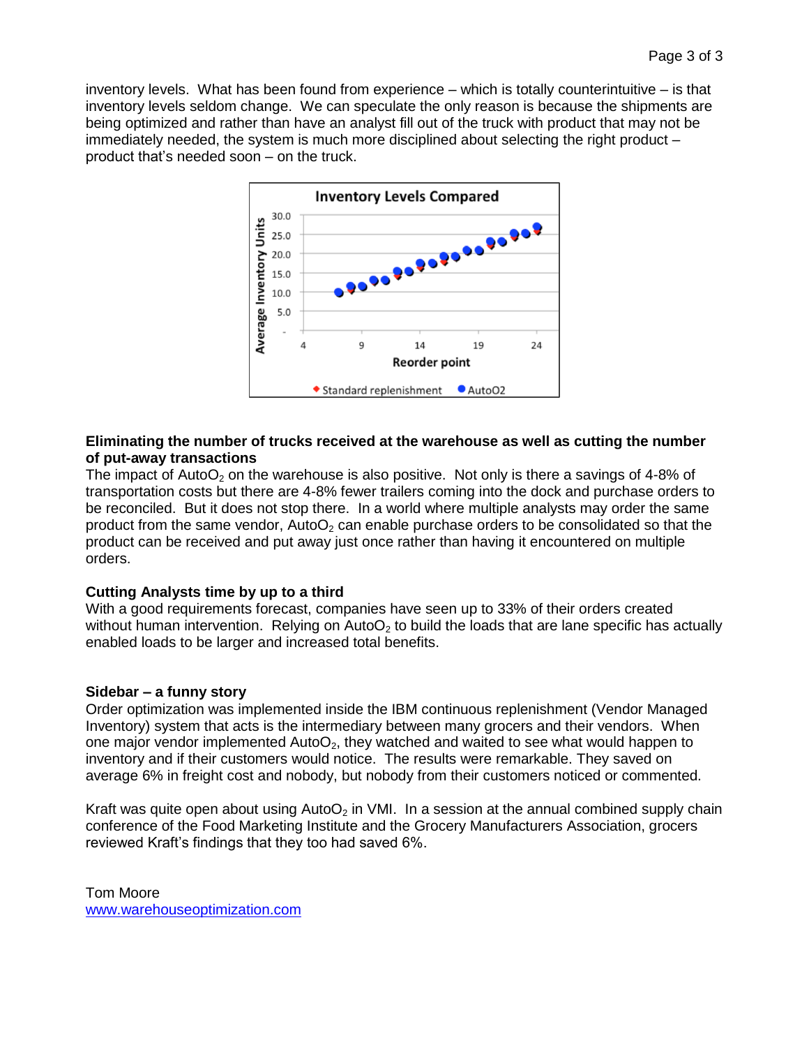inventory levels. What has been found from experience – which is totally counterintuitive – is that inventory levels seldom change. We can speculate the only reason is because the shipments are being optimized and rather than have an analyst fill out of the truck with product that may not be immediately needed, the system is much more disciplined about selecting the right product – product that's needed soon – on the truck.

Inventory Levels Compared

Average Inventory Units

30.0
25.0
20.0
15.0
10.0
5.0
-

4
9
14
19
24

Reorder point

Standard replenishment
AutoO2

**Eliminating the number of trucks received at the warehouse as well as cutting the number of put-away transactions**

The impact of Auto$O_2$ on the warehouse is also positive. Not only is there a savings of 4-8% of transportation costs but there are 4-8% fewer trailers coming into the dock and purchase orders to be reconciled. But it does not stop there. In a world where multiple analysts may order the same product from the same vendor, Auto$O_2$ can enable purchase orders to be consolidated so that the product can be received and put away just once rather than having it encountered on multiple orders.

**Cutting Analysts time by up to a third**

With a good requirements forecast, companies have seen up to 33% of their orders created without human intervention. Relying on Auto$O_2$ to build the loads that are lane specific has actually enabled loads to be larger and increased total benefits.

**Sidebar – a funny story**

Order optimization was implemented inside the IBM continuous replenishment (Vendor Managed Inventory) system that acts is the intermediary between many grocers and their vendors. When one major vendor implemented Auto$O_2$, they watched and waited to see what would happen to inventory and if their customers would notice. The results were remarkable. They saved on average 6% in freight cost and nobody, but nobody from their customers noticed or commented.

Kraft was quite open about using Auto$O_2$ in VMI. In a session at the annual combined supply chain conference of the Food Marketing Institute and the Grocery Manufacturers Association, grocers reviewed Kraft's findings that they too had saved 6%.

Tom Moore
www.warehouseoptimization.com